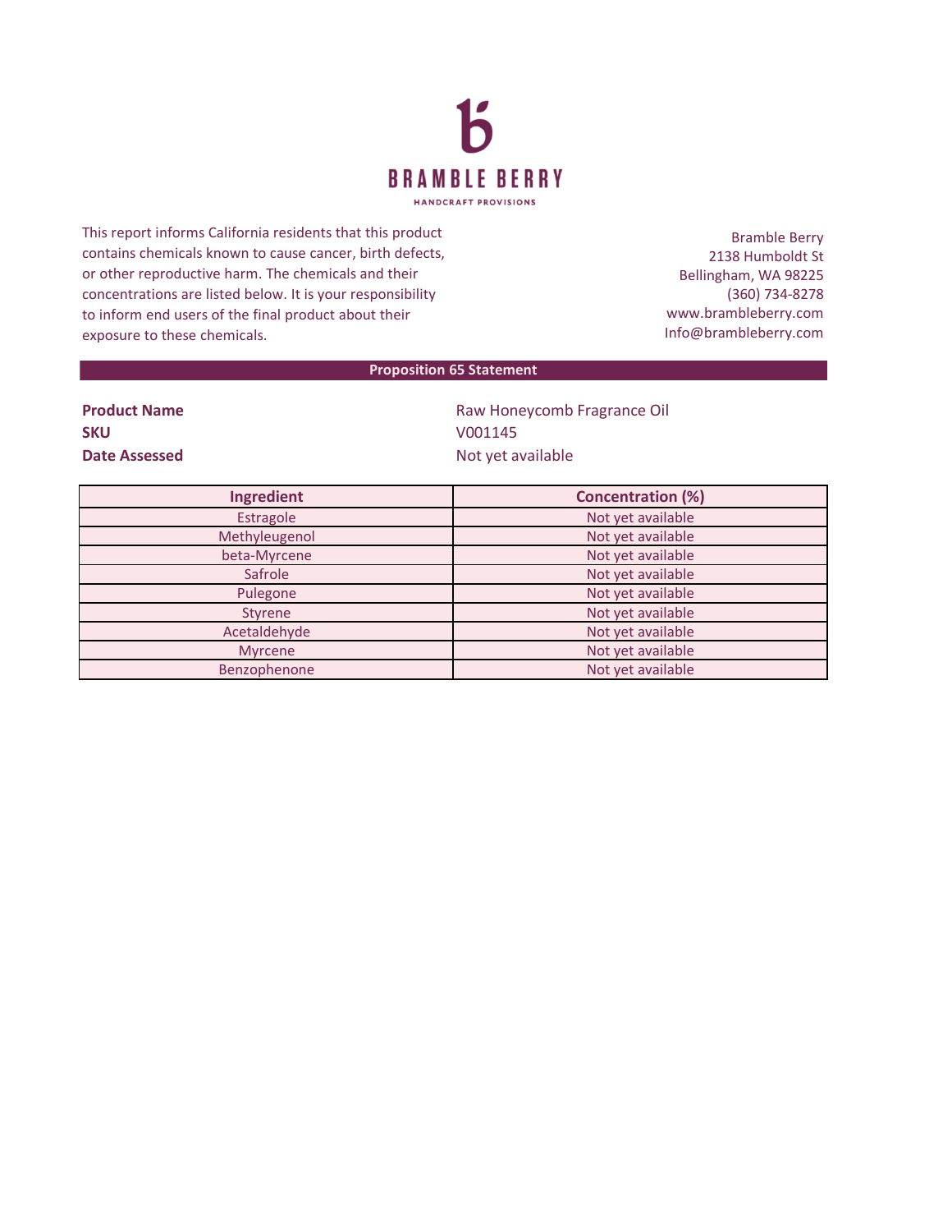# BRAMBLE BERRY

HANDCRAFT PROVISIONS

This report informs California residents that this product contains chemicals known to cause cancer, birth defects, or other reproductive harm. The chemicals and their concentrations are listed below. It is your responsibility to inform end users of the final product about their exposure to these chemicals.

Bramble Berry
2138 Humboldt St
Bellingham, WA 98225
(360) 734-8278
www.brambleberry.com
Info@brambleberry.com

## Proposition 65 Statement

**Product Name** Raw Honeycomb Fragrance Oil
**SKU** V001145
**Date Assessed** Not yet available

| Ingredient | Concentration (%) |
| --- | --- |
| Estragole | Not yet available |
| Methyleugenol | Not yet available |
| beta-Myrcene | Not yet available |
| Safrole | Not yet available |
| Pulegone | Not yet available |
| Styrene | Not yet available |
| Acetaldehyde | Not yet available |
| Myrcene | Not yet available |
| Benzophenone | Not yet available |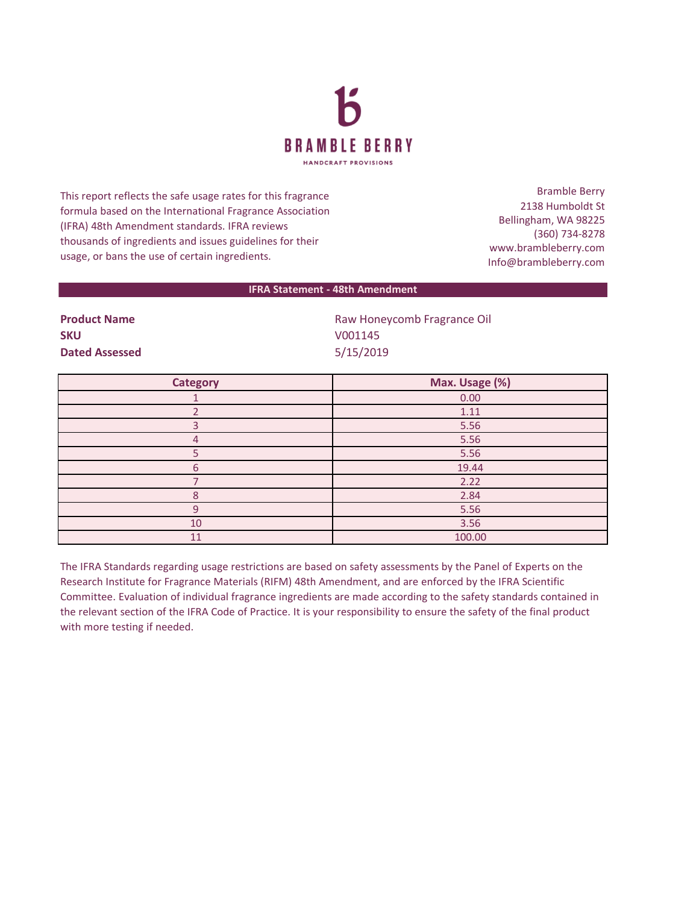# BRAMBLE BERRY

HANDCRAFT PROVISIONS

This report reflects the safe usage rates for this fragrance formula based on the International Fragrance Association (IFRA) 48th Amendment standards. IFRA reviews thousands of ingredients and issues guidelines for their usage, or bans the use of certain ingredients.

Bramble Berry
2138 Humboldt St
Bellingham, WA 98225
(360) 734-8278
www.brambleberry.com
Info@brambleberry.com

## IFRA Statement - 48th Amendment

**Product Name** Raw Honeycomb Fragrance Oil
**SKU** V001145
**Dated Assessed** 5/15/2019

| Category | Max. Usage (%) |
| --- | --- |
| 1 | 0.00 |
| 2 | 1.11 |
| 3 | 5.56 |
| 4 | 5.56 |
| 5 | 5.56 |
| 6 | 19.44 |
| 7 | 2.22 |
| 8 | 2.84 |
| 9 | 5.56 |
| 10 | 3.56 |
| 11 | 100.00 |

The IFRA Standards regarding usage restrictions are based on safety assessments by the Panel of Experts on the Research Institute for Fragrance Materials (RIFM) 48th Amendment, and are enforced by the IFRA Scientific Committee. Evaluation of individual fragrance ingredients are made according to the safety standards contained in the relevant section of the IFRA Code of Practice. It is your responsibility to ensure the safety of the final product with more testing if needed.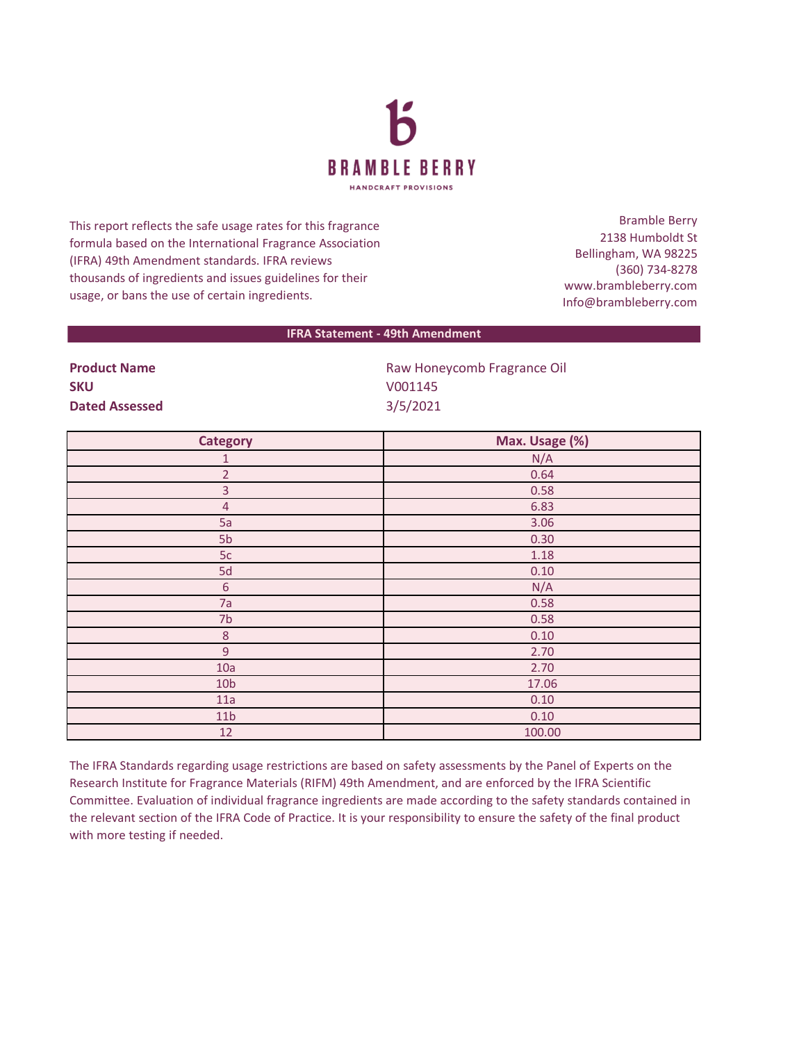# BRAMBLE BERRY

HANDCRAFT PROVISIONS

This report reflects the safe usage rates for this fragrance formula based on the International Fragrance Association (IFRA) 49th Amendment standards. IFRA reviews thousands of ingredients and issues guidelines for their usage, or bans the use of certain ingredients.

Bramble Berry
2138 Humboldt St
Bellingham, WA 98225
(360) 734-8278
www.brambleberry.com
Info@brambleberry.com

## IFRA Statement - 49th Amendment

**Product Name** Raw Honeycomb Fragrance Oil
**SKU** V001145
**Dated Assessed** 3/5/2021

| Category | Max. Usage (%) |
|---|---|
| 1 | N/A |
| 2 | 0.64 |
| 3 | 0.58 |
| 4 | 6.83 |
| 5a | 3.06 |
| 5b | 0.30 |
| 5c | 1.18 |
| 5d | 0.10 |
| 6 | N/A |
| 7a | 0.58 |
| 7b | 0.58 |
| 8 | 0.10 |
| 9 | 2.70 |
| 10a | 2.70 |
| 10b | 17.06 |
| 11a | 0.10 |
| 11b | 0.10 |
| 12 | 100.00 |

The IFRA Standards regarding usage restrictions are based on safety assessments by the Panel of Experts on the Research Institute for Fragrance Materials (RIFM) 49th Amendment, and are enforced by the IFRA Scientific Committee. Evaluation of individual fragrance ingredients are made according to the safety standards contained in the relevant section of the IFRA Code of Practice. It is your responsibility to ensure the safety of the final product with more testing if needed.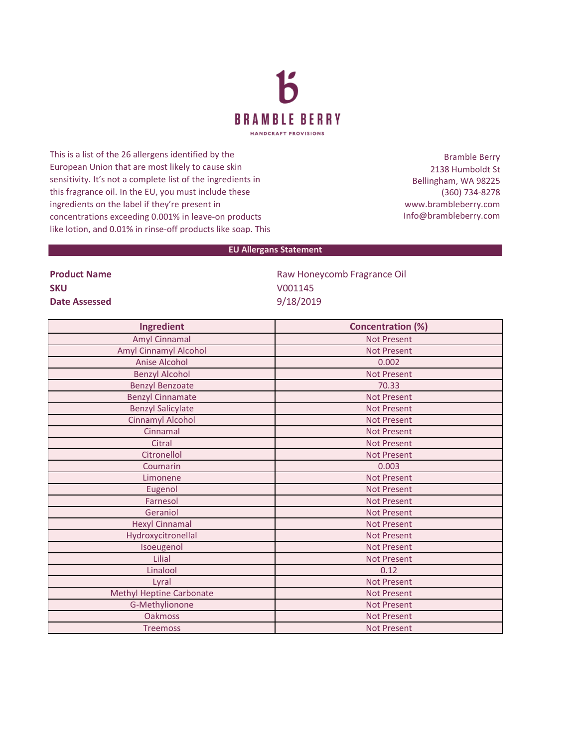BRAMBLE BERRY

HANDCRAFT PROVISIONS

This is a list of the 26 allergens identified by the European Union that are most likely to cause skin sensitivity. It's not a complete list of the ingredients in this fragrance oil. In the EU, you must include these ingredients on the label if they're present in concentrations exceeding 0.001% in leave-on products like lotion, and 0.01% in rinse-off products like soap. This

Bramble Berry
2138 Humboldt St
Bellingham, WA 98225
(360) 734-8278
www.brambleberry.com
Info@brambleberry.com

## EU Allergans Statement

**Product Name** Raw Honeycomb Fragrance Oil
**SKU** V001145
**Date Assessed** 9/18/2019

| Ingredient | Concentration (%) |
|---|---|
| Amyl Cinnamal | Not Present |
| Amyl Cinnamyl Alcohol | Not Present |
| Anise Alcohol | 0.002 |
| Benzyl Alcohol | Not Present |
| Benzyl Benzoate | 70.33 |
| Benzyl Cinnamate | Not Present |
| Benzyl Salicylate | Not Present |
| Cinnamyl Alcohol | Not Present |
| Cinnamal | Not Present |
| Citral | Not Present |
| Citronellol | Not Present |
| Coumarin | 0.003 |
| Limonene | Not Present |
| Eugenol | Not Present |
| Farnesol | Not Present |
| Geraniol | Not Present |
| Hexyl Cinnamal | Not Present |
| Hydroxycitronellal | Not Present |
| Isoeugenol | Not Present |
| Lilial | Not Present |
| Linalool | 0.12 |
| Lyral | Not Present |
| Methyl Heptine Carbonate | Not Present |
| G-Methylionone | Not Present |
| Oakmoss | Not Present |
| Treemoss | Not Present |